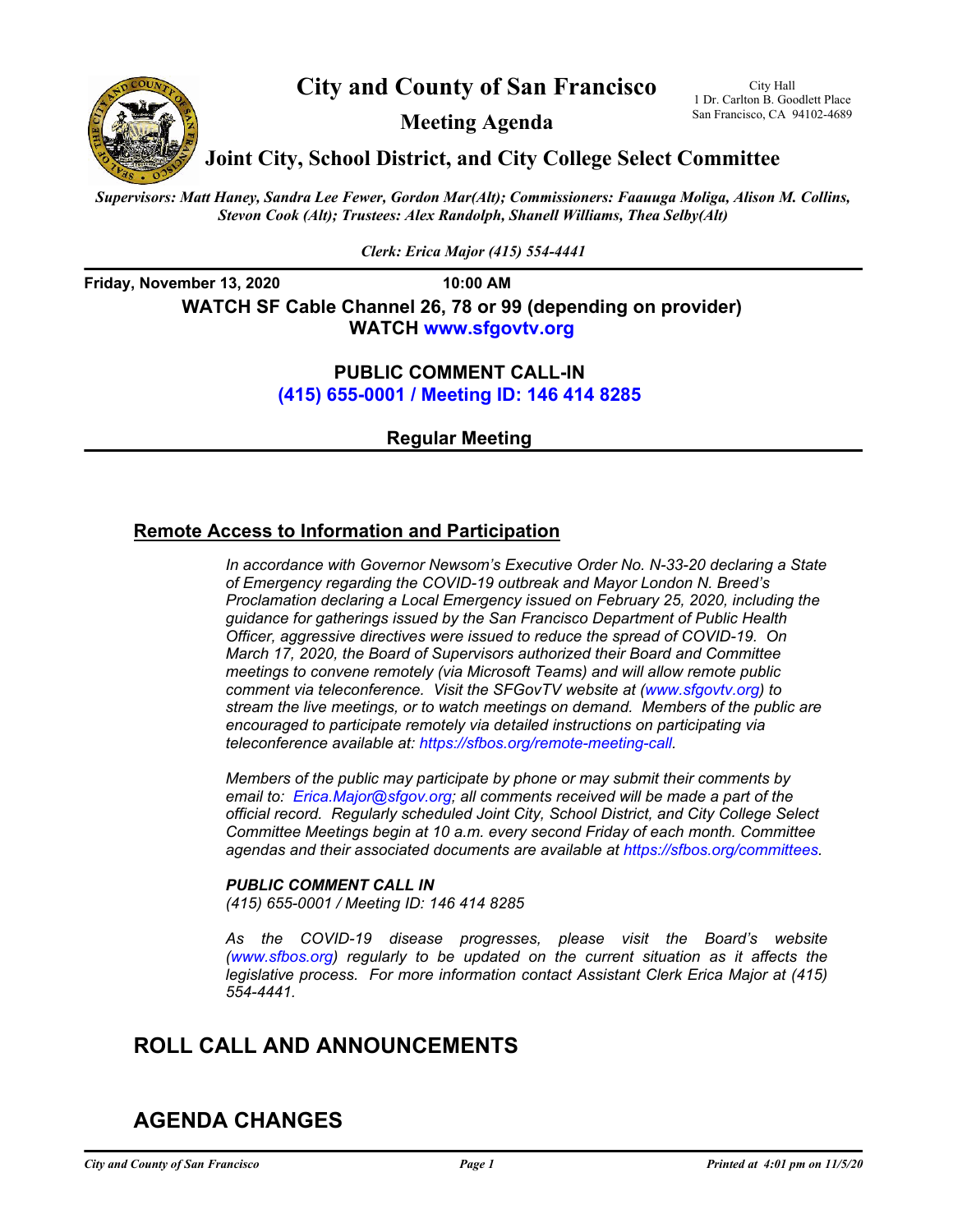# City and County of San Francisco

City Hall
1 Dr. Carlton B. Goodlett Place
San Francisco, CA 94102-4689

## Meeting Agenda

## Joint City, School District, and City College Select Committee

*Supervisors: Matt Haney, Sandra Lee Fewer, Gordon Mar(Alt); Commissioners: Faauuga Moliga, Alison M. Collins, Stevon Cook (Alt); Trustees: Alex Randolph, Shanell Williams, Thea Selby(Alt)*

*Clerk: Erica Major (415) 554-4441*

**Friday, November 13, 2020 10:00 AM**

**WATCH SF Cable Channel 26, 78 or 99 (depending on provider)**
**WATCH www.sfgovtv.org**

**PUBLIC COMMENT CALL-IN**
**(415) 655-0001 / Meeting ID: 146 414 8285**

**Regular Meeting**

## Remote Access to Information and Participation

*In accordance with Governor Newsom's Executive Order No. N-33-20 declaring a State of Emergency regarding the COVID-19 outbreak and Mayor London N. Breed's Proclamation declaring a Local Emergency issued on February 25, 2020, including the guidance for gatherings issued by the San Francisco Department of Public Health Officer, aggressive directives were issued to reduce the spread of COVID-19. On March 17, 2020, the Board of Supervisors authorized their Board and Committee meetings to convene remotely (via Microsoft Teams) and will allow remote public comment via teleconference. Visit the SFGovTV website at (www.sfgovtv.org) to stream the live meetings, or to watch meetings on demand. Members of the public are encouraged to participate remotely via detailed instructions on participating via teleconference available at: https://sfbos.org/remote-meeting-call.*

*Members of the public may participate by phone or may submit their comments by email to: Erica.Major@sfgov.org; all comments received will be made a part of the official record. Regularly scheduled Joint City, School District, and City College Select Committee Meetings begin at 10 a.m. every second Friday of each month. Committee agendas and their associated documents are available at https://sfbos.org/committees.*

***PUBLIC COMMENT CALL IN***
*(415) 655-0001 / Meeting ID: 146 414 8285*

*As the COVID-19 disease progresses, please visit the Board's website (www.sfbos.org) regularly to be updated on the current situation as it affects the legislative process. For more information contact Assistant Clerk Erica Major at (415) 554-4441.*

## ROLL CALL AND ANNOUNCEMENTS

## AGENDA CHANGES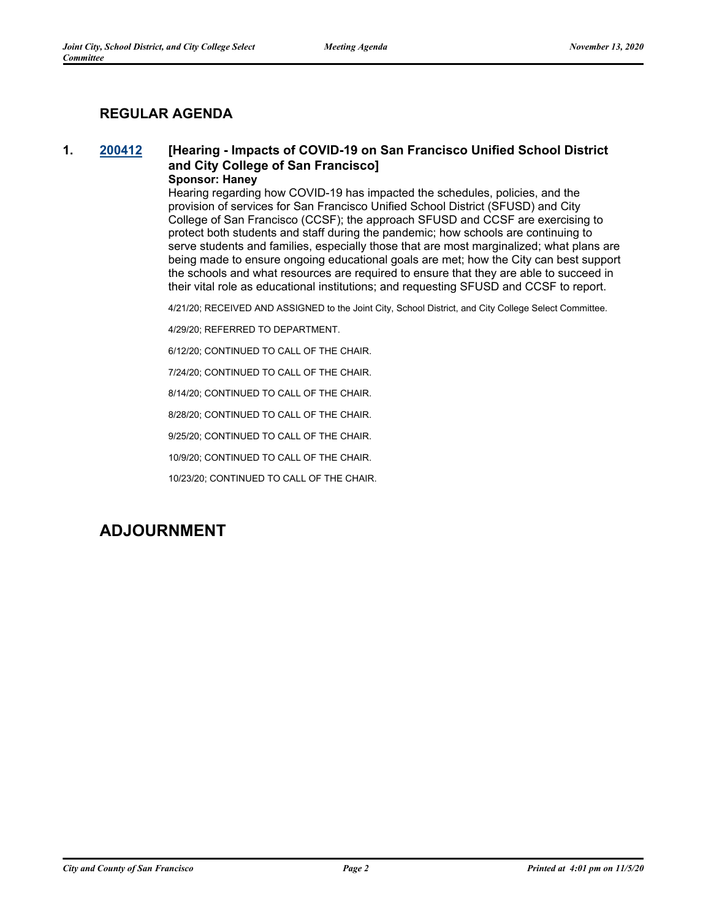## REGULAR AGENDA

**1. 200412 [Hearing - Impacts of COVID-19 on San Francisco Unified School District and City College of San Francisco]**

**Sponsor: Haney**

Hearing regarding how COVID-19 has impacted the schedules, policies, and the provision of services for San Francisco Unified School District (SFUSD) and City College of San Francisco (CCSF); the approach SFUSD and CCSF are exercising to protect both students and staff during the pandemic; how schools are continuing to serve students and families, especially those that are most marginalized; what plans are being made to ensure ongoing educational goals are met; how the City can best support the schools and what resources are required to ensure that they are able to succeed in their vital role as educational institutions; and requesting SFUSD and CCSF to report.

4/21/20; RECEIVED AND ASSIGNED to the Joint City, School District, and City College Select Committee.

4/29/20; REFERRED TO DEPARTMENT.

6/12/20; CONTINUED TO CALL OF THE CHAIR.

7/24/20; CONTINUED TO CALL OF THE CHAIR.

8/14/20; CONTINUED TO CALL OF THE CHAIR.

8/28/20; CONTINUED TO CALL OF THE CHAIR.

9/25/20; CONTINUED TO CALL OF THE CHAIR.

10/9/20; CONTINUED TO CALL OF THE CHAIR.

10/23/20; CONTINUED TO CALL OF THE CHAIR.

# ADJOURNMENT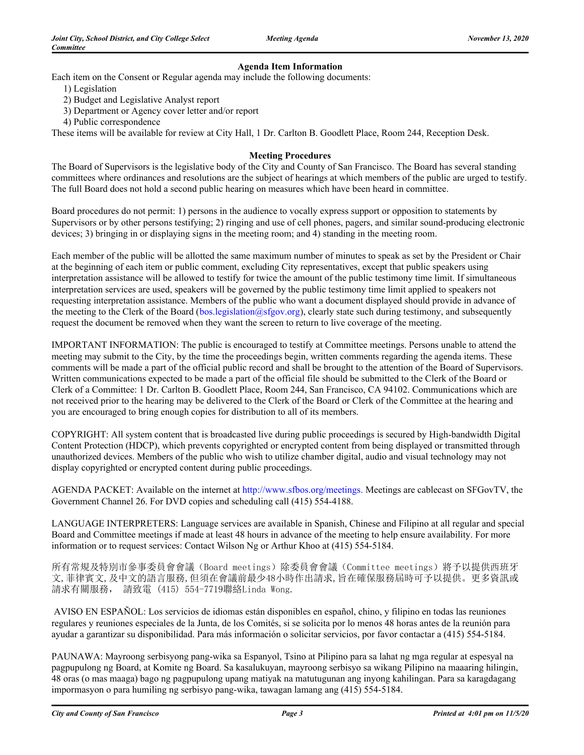## Agenda Item Information

Each item on the Consent or Regular agenda may include the following documents:

1) Legislation
2) Budget and Legislative Analyst report
3) Department or Agency cover letter and/or report
4) Public correspondence

These items will be available for review at City Hall, 1 Dr. Carlton B. Goodlett Place, Room 244, Reception Desk.

## Meeting Procedures

The Board of Supervisors is the legislative body of the City and County of San Francisco. The Board has several standing committees where ordinances and resolutions are the subject of hearings at which members of the public are urged to testify. The full Board does not hold a second public hearing on measures which have been heard in committee.

Board procedures do not permit: 1) persons in the audience to vocally express support or opposition to statements by Supervisors or by other persons testifying; 2) ringing and use of cell phones, pagers, and similar sound-producing electronic devices; 3) bringing in or displaying signs in the meeting room; and 4) standing in the meeting room.

Each member of the public will be allotted the same maximum number of minutes to speak as set by the President or Chair at the beginning of each item or public comment, excluding City representatives, except that public speakers using interpretation assistance will be allowed to testify for twice the amount of the public testimony time limit. If simultaneous interpretation services are used, speakers will be governed by the public testimony time limit applied to speakers not requesting interpretation assistance. Members of the public who want a document displayed should provide in advance of the meeting to the Clerk of the Board (bos.legislation@sfgov.org), clearly state such during testimony, and subsequently request the document be removed when they want the screen to return to live coverage of the meeting.

IMPORTANT INFORMATION: The public is encouraged to testify at Committee meetings. Persons unable to attend the meeting may submit to the City, by the time the proceedings begin, written comments regarding the agenda items. These comments will be made a part of the official public record and shall be brought to the attention of the Board of Supervisors. Written communications expected to be made a part of the official file should be submitted to the Clerk of the Board or Clerk of a Committee: 1 Dr. Carlton B. Goodlett Place, Room 244, San Francisco, CA 94102. Communications which are not received prior to the hearing may be delivered to the Clerk of the Board or Clerk of the Committee at the hearing and you are encouraged to bring enough copies for distribution to all of its members.

COPYRIGHT: All system content that is broadcasted live during public proceedings is secured by High-bandwidth Digital Content Protection (HDCP), which prevents copyrighted or encrypted content from being displayed or transmitted through unauthorized devices. Members of the public who wish to utilize chamber digital, audio and visual technology may not display copyrighted or encrypted content during public proceedings.

AGENDA PACKET: Available on the internet at http://www.sfbos.org/meetings. Meetings are cablecast on SFGovTV, the Government Channel 26. For DVD copies and scheduling call (415) 554-4188.

LANGUAGE INTERPRETERS: Language services are available in Spanish, Chinese and Filipino at all regular and special Board and Committee meetings if made at least 48 hours in advance of the meeting to help ensure availability. For more information or to request services: Contact Wilson Ng or Arthur Khoo at (415) 554-5184.

所有常規及特別市參事委員會會議（Board meetings）除委員會會議（Committee meetings）將予以提供西班牙文,菲律賓文,及中文的語言服務,但須在會議前最少48小時作出請求,旨在確保服務屆時可予以提供。更多資訊或請求有關服務， 請致電 (415) 554-7719聯絡Linda Wong.

AVISO EN ESPAÑOL: Los servicios de idiomas están disponibles en español, chino, y filipino en todas las reuniones regulares y reuniones especiales de la Junta, de los Comités, si se solicita por lo menos 48 horas antes de la reunión para ayudar a garantizar su disponibilidad. Para más información o solicitar servicios, por favor contactar a (415) 554-5184.

PAUNAWA: Mayroong serbisyong pang-wika sa Espanyol, Tsino at Pilipino para sa lahat ng mga regular at espesyal na pagpupulong ng Board, at Komite ng Board. Sa kasalukuyan, mayroong serbisyo sa wikang Pilipino na maaaring hilingin, 48 oras (o mas maaga) bago ng pagpupulong upang matiyak na matutugunan ang inyong kahilingan. Para sa karagdagang impormasyon o para humiling ng serbisyo pang-wika, tawagan lamang ang (415) 554-5184.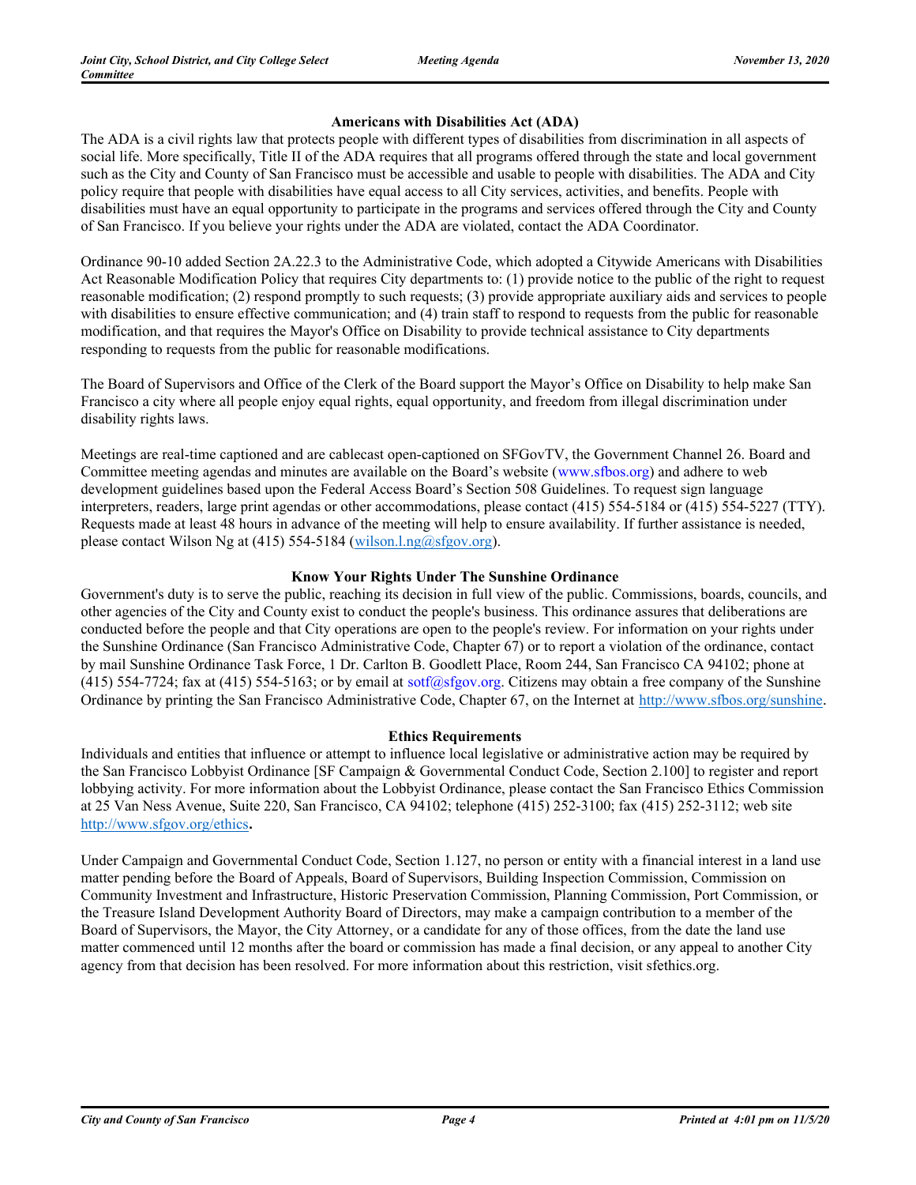### Americans with Disabilities Act (ADA)

The ADA is a civil rights law that protects people with different types of disabilities from discrimination in all aspects of social life. More specifically, Title II of the ADA requires that all programs offered through the state and local government such as the City and County of San Francisco must be accessible and usable to people with disabilities. The ADA and City policy require that people with disabilities have equal access to all City services, activities, and benefits. People with disabilities must have an equal opportunity to participate in the programs and services offered through the City and County of San Francisco. If you believe your rights under the ADA are violated, contact the ADA Coordinator.

Ordinance 90-10 added Section 2A.22.3 to the Administrative Code, which adopted a Citywide Americans with Disabilities Act Reasonable Modification Policy that requires City departments to: (1) provide notice to the public of the right to request reasonable modification; (2) respond promptly to such requests; (3) provide appropriate auxiliary aids and services to people with disabilities to ensure effective communication; and (4) train staff to respond to requests from the public for reasonable modification, and that requires the Mayor's Office on Disability to provide technical assistance to City departments responding to requests from the public for reasonable modifications.

The Board of Supervisors and Office of the Clerk of the Board support the Mayor's Office on Disability to help make San Francisco a city where all people enjoy equal rights, equal opportunity, and freedom from illegal discrimination under disability rights laws.

Meetings are real-time captioned and are cablecast open-captioned on SFGovTV, the Government Channel 26. Board and Committee meeting agendas and minutes are available on the Board's website (www.sfbos.org) and adhere to web development guidelines based upon the Federal Access Board's Section 508 Guidelines. To request sign language interpreters, readers, large print agendas or other accommodations, please contact (415) 554-5184 or (415) 554-5227 (TTY). Requests made at least 48 hours in advance of the meeting will help to ensure availability. If further assistance is needed, please contact Wilson Ng at (415) 554-5184 (wilson.l.ng@sfgov.org).

### Know Your Rights Under The Sunshine Ordinance

Government's duty is to serve the public, reaching its decision in full view of the public. Commissions, boards, councils, and other agencies of the City and County exist to conduct the people's business. This ordinance assures that deliberations are conducted before the people and that City operations are open to the people's review. For information on your rights under the Sunshine Ordinance (San Francisco Administrative Code, Chapter 67) or to report a violation of the ordinance, contact by mail Sunshine Ordinance Task Force, 1 Dr. Carlton B. Goodlett Place, Room 244, San Francisco CA 94102; phone at (415) 554-7724; fax at (415) 554-5163; or by email at sotf@sfgov.org. Citizens may obtain a free company of the Sunshine Ordinance by printing the San Francisco Administrative Code, Chapter 67, on the Internet at http://www.sfbos.org/sunshine.

### Ethics Requirements

Individuals and entities that influence or attempt to influence local legislative or administrative action may be required by the San Francisco Lobbyist Ordinance [SF Campaign & Governmental Conduct Code, Section 2.100] to register and report lobbying activity. For more information about the Lobbyist Ordinance, please contact the San Francisco Ethics Commission at 25 Van Ness Avenue, Suite 220, San Francisco, CA 94102; telephone (415) 252-3100; fax (415) 252-3112; web site http://www.sfgov.org/ethics.

Under Campaign and Governmental Conduct Code, Section 1.127, no person or entity with a financial interest in a land use matter pending before the Board of Appeals, Board of Supervisors, Building Inspection Commission, Commission on Community Investment and Infrastructure, Historic Preservation Commission, Planning Commission, Port Commission, or the Treasure Island Development Authority Board of Directors, may make a campaign contribution to a member of the Board of Supervisors, the Mayor, the City Attorney, or a candidate for any of those offices, from the date the land use matter commenced until 12 months after the board or commission has made a final decision, or any appeal to another City agency from that decision has been resolved. For more information about this restriction, visit sfethics.org.